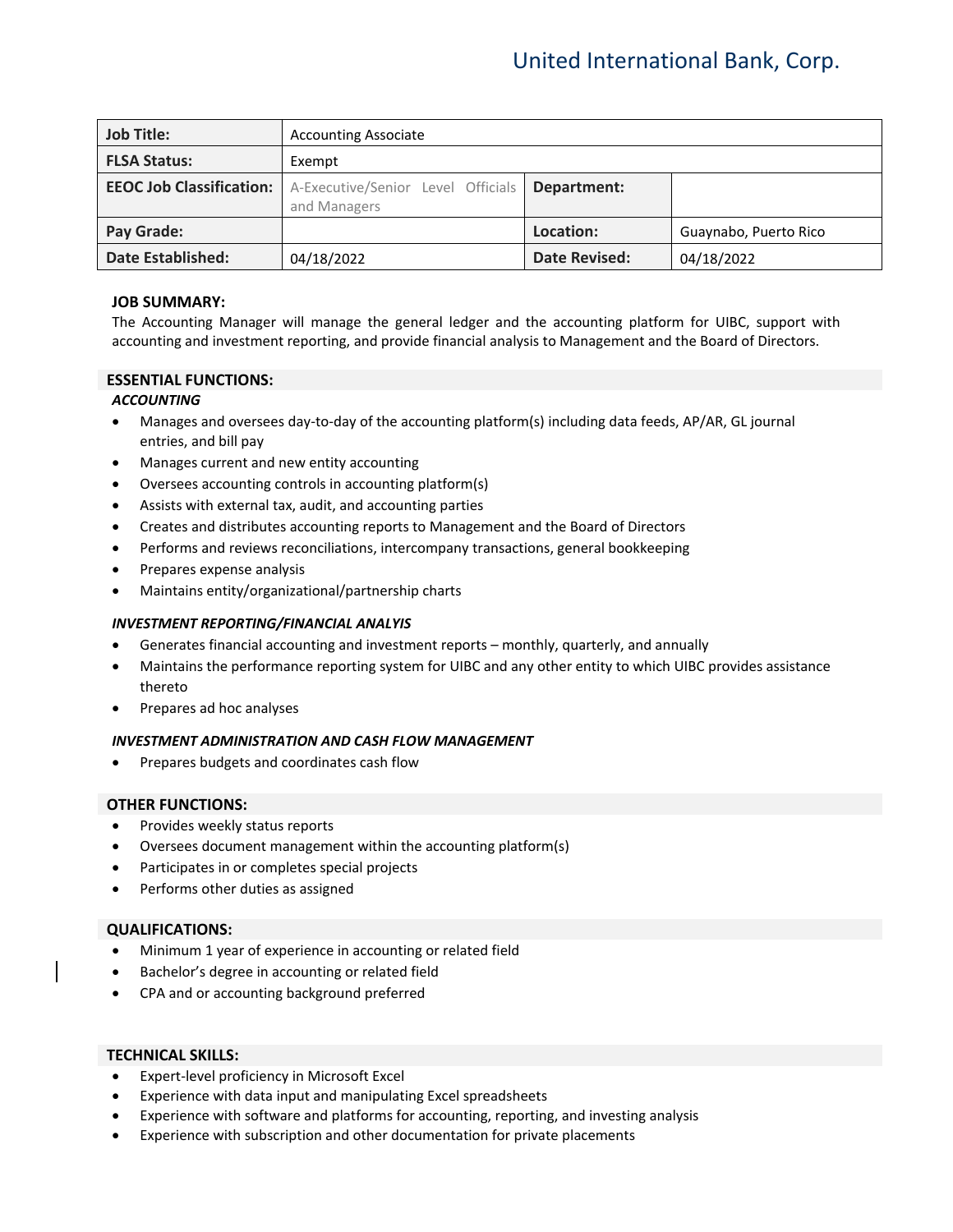# United International Bank, Corp.

| **Job Title:** | Accounting Associate | | |
|---|---|---|---|
| **FLSA Status:** | Exempt | | |
| **EEOC Job Classification:** | A-Executive/Senior Level Officials and Managers | **Department:** | |
| **Pay Grade:** | | **Location:** | Guaynabo, Puerto Rico |
| **Date Established:** | 04/18/2022 | **Date Revised:** | 04/18/2022 |

## JOB SUMMARY:

The Accounting Manager will manage the general ledger and the accounting platform for UIBC, support with accounting and investment reporting, and provide financial analysis to Management and the Board of Directors.

## ESSENTIAL FUNCTIONS:

***ACCOUNTING***

- Manages and oversees day-to-day of the accounting platform(s) including data feeds, AP/AR, GL journal entries, and bill pay
- Manages current and new entity accounting
- Oversees accounting controls in accounting platform(s)
- Assists with external tax, audit, and accounting parties
- Creates and distributes accounting reports to Management and the Board of Directors
- Performs and reviews reconciliations, intercompany transactions, general bookkeeping
- Prepares expense analysis
- Maintains entity/organizational/partnership charts

***INVESTMENT REPORTING/FINANCIAL ANALYIS***

- Generates financial accounting and investment reports – monthly, quarterly, and annually
- Maintains the performance reporting system for UIBC and any other entity to which UIBC provides assistance thereto
- Prepares ad hoc analyses

***INVESTMENT ADMINISTRATION AND CASH FLOW MANAGEMENT***

- Prepares budgets and coordinates cash flow

## OTHER FUNCTIONS:

- Provides weekly status reports
- Oversees document management within the accounting platform(s)
- Participates in or completes special projects
- Performs other duties as assigned

## QUALIFICATIONS:

- Minimum 1 year of experience in accounting or related field
- Bachelor's degree in accounting or related field
- CPA and or accounting background preferred

## TECHNICAL SKILLS:

- Expert-level proficiency in Microsoft Excel
- Experience with data input and manipulating Excel spreadsheets
- Experience with software and platforms for accounting, reporting, and investing analysis
- Experience with subscription and other documentation for private placements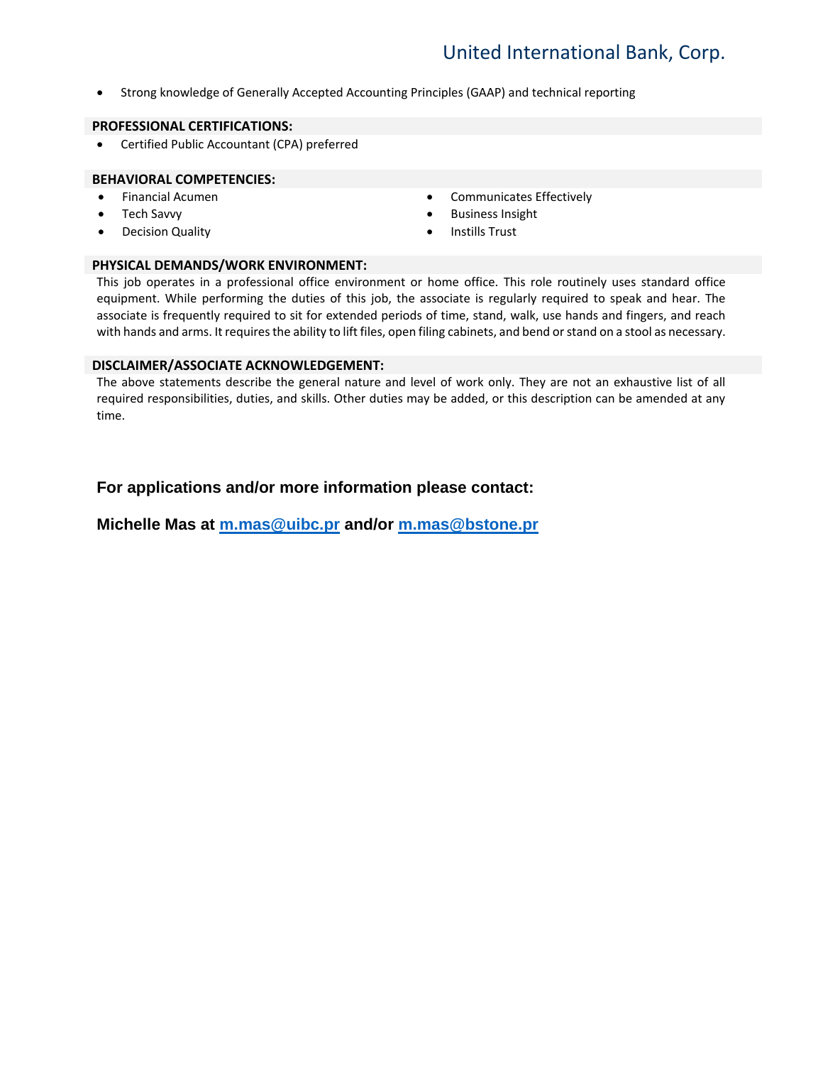- Strong knowledge of Generally Accepted Accounting Principles (GAAP) and technical reporting

## PROFESSIONAL CERTIFICATIONS:

- Certified Public Accountant (CPA) preferred

## BEHAVIORAL COMPETENCIES:

- Financial Acumen
- Tech Savvy
- Decision Quality
- Communicates Effectively
- Business Insight
- Instills Trust

## PHYSICAL DEMANDS/WORK ENVIRONMENT:

This job operates in a professional office environment or home office. This role routinely uses standard office equipment. While performing the duties of this job, the associate is regularly required to speak and hear. The associate is frequently required to sit for extended periods of time, stand, walk, use hands and fingers, and reach with hands and arms. It requires the ability to lift files, open filing cabinets, and bend or stand on a stool as necessary.

## DISCLAIMER/ASSOCIATE ACKNOWLEDGEMENT:

The above statements describe the general nature and level of work only. They are not an exhaustive list of all required responsibilities, duties, and skills. Other duties may be added, or this description can be amended at any time.

**For applications and/or more information please contact:**

**Michelle Mas at m.mas@uibc.pr and/or m.mas@bstone.pr**